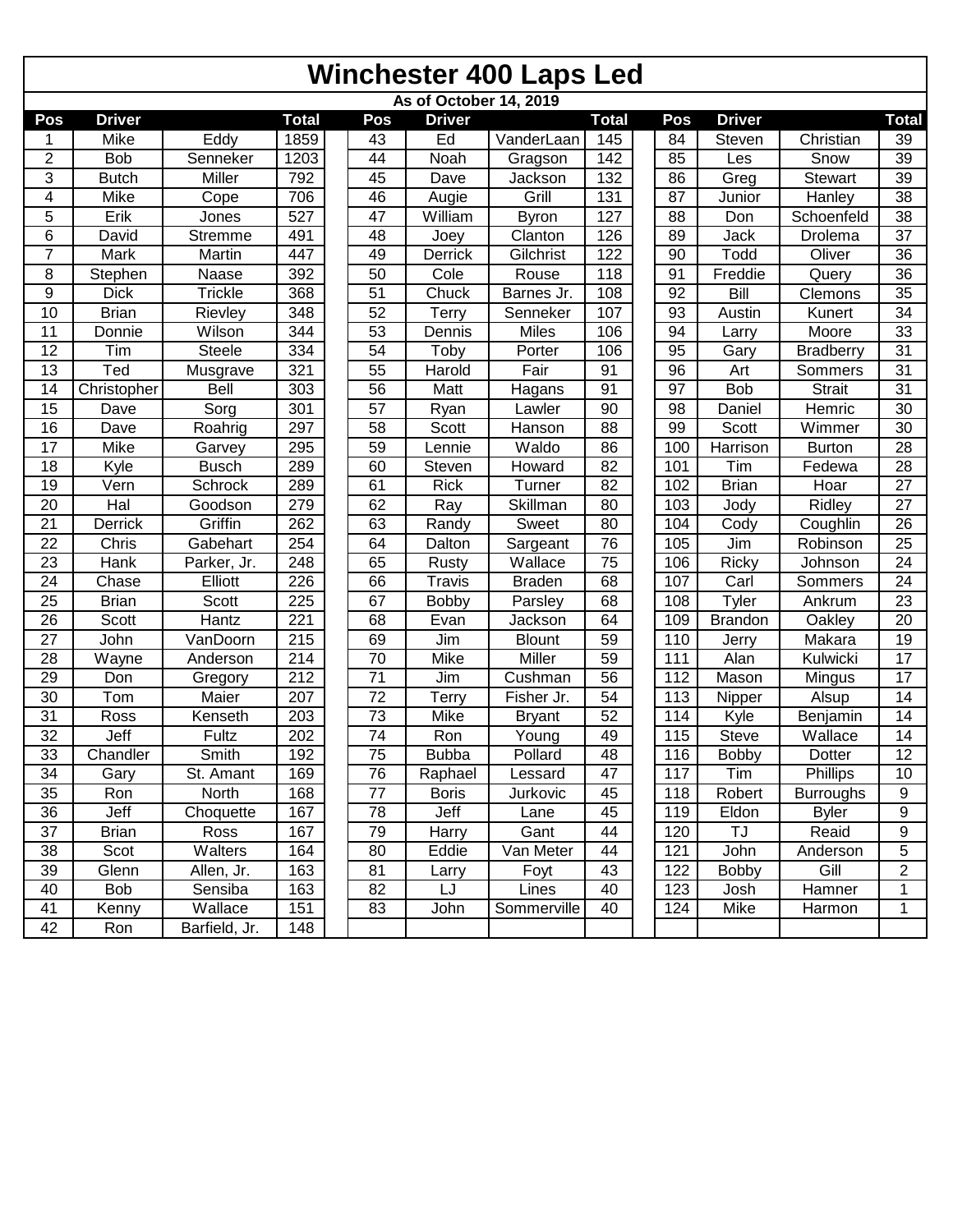# Winchester 400 Laps Led

**As of October 14, 2019**

| Pos | Driver | | Total | | Pos | Driver | | Total | | Pos | Driver | | Total |
|---|---|---|---|---|---|---|---|---|---|---|---|---|---|
| 1 | Mike | Eddy | 1859 | | 43 | Ed | VanderLaan | 145 | | 84 | Steven | Christian | 39 |
| 2 | Bob | Senneker | 1203 | | 44 | Noah | Gragson | 142 | | 85 | Les | Snow | 39 |
| 3 | Butch | Miller | 792 | | 45 | Dave | Jackson | 132 | | 86 | Greg | Stewart | 39 |
| 4 | Mike | Cope | 706 | | 46 | Augie | Grill | 131 | | 87 | Junior | Hanley | 38 |
| 5 | Erik | Jones | 527 | | 47 | William | Byron | 127 | | 88 | Don | Schoenfeld | 38 |
| 6 | David | Stremme | 491 | | 48 | Joey | Clanton | 126 | | 89 | Jack | Drolema | 37 |
| 7 | Mark | Martin | 447 | | 49 | Derrick | Gilchrist | 122 | | 90 | Todd | Oliver | 36 |
| 8 | Stephen | Naase | 392 | | 50 | Cole | Rouse | 118 | | 91 | Freddie | Query | 36 |
| 9 | Dick | Trickle | 368 | | 51 | Chuck | Barnes Jr. | 108 | | 92 | Bill | Clemons | 35 |
| 10 | Brian | Rievley | 348 | | 52 | Terry | Senneker | 107 | | 93 | Austin | Kunert | 34 |
| 11 | Donnie | Wilson | 344 | | 53 | Dennis | Miles | 106 | | 94 | Larry | Moore | 33 |
| 12 | Tim | Steele | 334 | | 54 | Toby | Porter | 106 | | 95 | Gary | Bradberry | 31 |
| 13 | Ted | Musgrave | 321 | | 55 | Harold | Fair | 91 | | 96 | Art | Sommers | 31 |
| 14 | Christopher | Bell | 303 | | 56 | Matt | Hagans | 91 | | 97 | Bob | Strait | 31 |
| 15 | Dave | Sorg | 301 | | 57 | Ryan | Lawler | 90 | | 98 | Daniel | Hemric | 30 |
| 16 | Dave | Roahrig | 297 | | 58 | Scott | Hanson | 88 | | 99 | Scott | Wimmer | 30 |
| 17 | Mike | Garvey | 295 | | 59 | Lennie | Waldo | 86 | | 100 | Harrison | Burton | 28 |
| 18 | Kyle | Busch | 289 | | 60 | Steven | Howard | 82 | | 101 | Tim | Fedewa | 28 |
| 19 | Vern | Schrock | 289 | | 61 | Rick | Turner | 82 | | 102 | Brian | Hoar | 27 |
| 20 | Hal | Goodson | 279 | | 62 | Ray | Skillman | 80 | | 103 | Jody | Ridley | 27 |
| 21 | Derrick | Griffin | 262 | | 63 | Randy | Sweet | 80 | | 104 | Cody | Coughlin | 26 |
| 22 | Chris | Gabehart | 254 | | 64 | Dalton | Sargeant | 76 | | 105 | Jim | Robinson | 25 |
| 23 | Hank | Parker, Jr. | 248 | | 65 | Rusty | Wallace | 75 | | 106 | Ricky | Johnson | 24 |
| 24 | Chase | Elliott | 226 | | 66 | Travis | Braden | 68 | | 107 | Carl | Sommers | 24 |
| 25 | Brian | Scott | 225 | | 67 | Bobby | Parsley | 68 | | 108 | Tyler | Ankrum | 23 |
| 26 | Scott | Hantz | 221 | | 68 | Evan | Jackson | 64 | | 109 | Brandon | Oakley | 20 |
| 27 | John | VanDoorn | 215 | | 69 | Jim | Blount | 59 | | 110 | Jerry | Makara | 19 |
| 28 | Wayne | Anderson | 214 | | 70 | Mike | Miller | 59 | | 111 | Alan | Kulwicki | 17 |
| 29 | Don | Gregory | 212 | | 71 | Jim | Cushman | 56 | | 112 | Mason | Mingus | 17 |
| 30 | Tom | Maier | 207 | | 72 | Terry | Fisher Jr. | 54 | | 113 | Nipper | Alsup | 14 |
| 31 | Ross | Kenseth | 203 | | 73 | Mike | Bryant | 52 | | 114 | Kyle | Benjamin | 14 |
| 32 | Jeff | Fultz | 202 | | 74 | Ron | Young | 49 | | 115 | Steve | Wallace | 14 |
| 33 | Chandler | Smith | 192 | | 75 | Bubba | Pollard | 48 | | 116 | Bobby | Dotter | 12 |
| 34 | Gary | St. Amant | 169 | | 76 | Raphael | Lessard | 47 | | 117 | Tim | Phillips | 10 |
| 35 | Ron | North | 168 | | 77 | Boris | Jurkovic | 45 | | 118 | Robert | Burroughs | 9 |
| 36 | Jeff | Choquette | 167 | | 78 | Jeff | Lane | 45 | | 119 | Eldon | Byler | 9 |
| 37 | Brian | Ross | 167 | | 79 | Harry | Gant | 44 | | 120 | TJ | Reaid | 9 |
| 38 | Scot | Walters | 164 | | 80 | Eddie | Van Meter | 44 | | 121 | John | Anderson | 5 |
| 39 | Glenn | Allen, Jr. | 163 | | 81 | Larry | Foyt | 43 | | 122 | Bobby | Gill | 2 |
| 40 | Bob | Sensiba | 163 | | 82 | LJ | Lines | 40 | | 123 | Josh | Hamner | 1 |
| 41 | Kenny | Wallace | 151 | | 83 | John | Sommerville | 40 | | 124 | Mike | Harmon | 1 |
| 42 | Ron | Barfield, Jr. | 148 | | | | | | | | | | |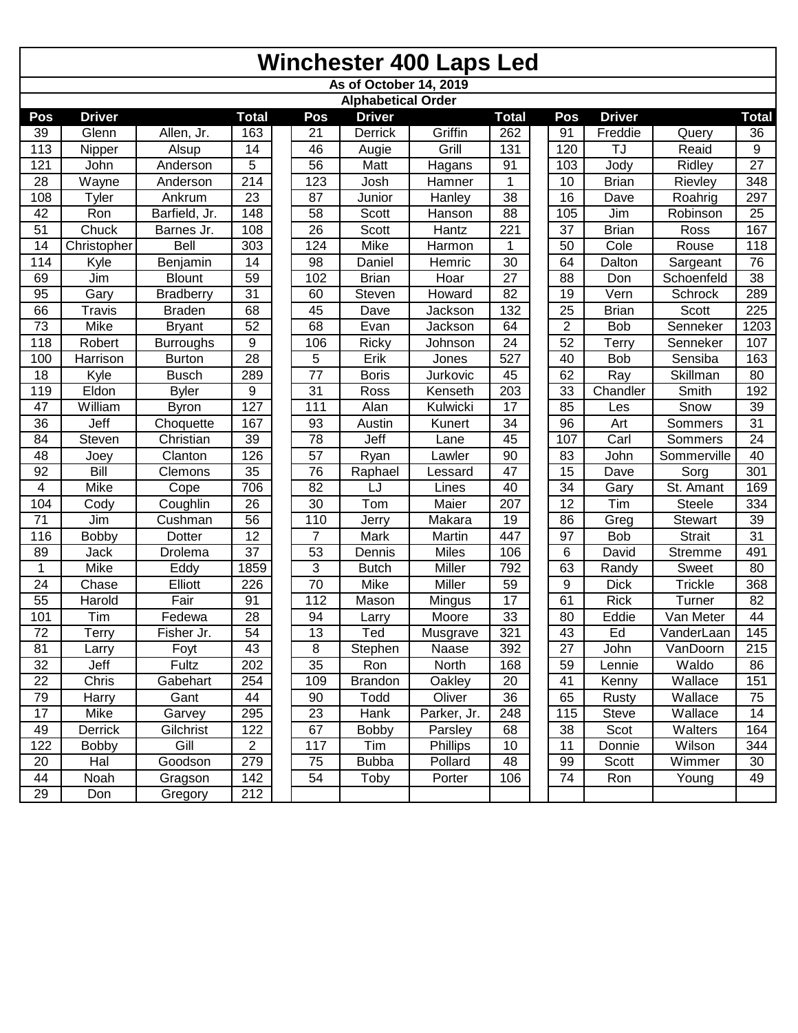# Winchester 400 Laps Led

**As of October 14, 2019**

**Alphabetical Order**

| Pos | Driver | | Total | | Pos | Driver | | Total | | Pos | Driver | | Total |
|---|---|---|---|---|---|---|---|---|---|---|---|---|---|
| 39 | Glenn | Allen, Jr. | 163 | | 21 | Derrick | Griffin | 262 | | 91 | Freddie | Query | 36 |
| 113 | Nipper | Alsup | 14 | | 46 | Augie | Grill | 131 | | 120 | TJ | Reaid | 9 |
| 121 | John | Anderson | 5 | | 56 | Matt | Hagans | 91 | | 103 | Jody | Ridley | 27 |
| 28 | Wayne | Anderson | 214 | | 123 | Josh | Hamner | 1 | | 10 | Brian | Rievley | 348 |
| 108 | Tyler | Ankrum | 23 | | 87 | Junior | Hanley | 38 | | 16 | Dave | Roahrig | 297 |
| 42 | Ron | Barfield, Jr. | 148 | | 58 | Scott | Hanson | 88 | | 105 | Jim | Robinson | 25 |
| 51 | Chuck | Barnes Jr. | 108 | | 26 | Scott | Hantz | 221 | | 37 | Brian | Ross | 167 |
| 14 | Christopher | Bell | 303 | | 124 | Mike | Harmon | 1 | | 50 | Cole | Rouse | 118 |
| 114 | Kyle | Benjamin | 14 | | 98 | Daniel | Hemric | 30 | | 64 | Dalton | Sargeant | 76 |
| 69 | Jim | Blount | 59 | | 102 | Brian | Hoar | 27 | | 88 | Don | Schoenfeld | 38 |
| 95 | Gary | Bradberry | 31 | | 60 | Steven | Howard | 82 | | 19 | Vern | Schrock | 289 |
| 66 | Travis | Braden | 68 | | 45 | Dave | Jackson | 132 | | 25 | Brian | Scott | 225 |
| 73 | Mike | Bryant | 52 | | 68 | Evan | Jackson | 64 | | 2 | Bob | Senneker | 1203 |
| 118 | Robert | Burroughs | 9 | | 106 | Ricky | Johnson | 24 | | 52 | Terry | Senneker | 107 |
| 100 | Harrison | Burton | 28 | | 5 | Erik | Jones | 527 | | 40 | Bob | Sensiba | 163 |
| 18 | Kyle | Busch | 289 | | 77 | Boris | Jurkovic | 45 | | 62 | Ray | Skillman | 80 |
| 119 | Eldon | Byler | 9 | | 31 | Ross | Kenseth | 203 | | 33 | Chandler | Smith | 192 |
| 47 | William | Byron | 127 | | 111 | Alan | Kulwicki | 17 | | 85 | Les | Snow | 39 |
| 36 | Jeff | Choquette | 167 | | 93 | Austin | Kunert | 34 | | 96 | Art | Sommers | 31 |
| 84 | Steven | Christian | 39 | | 78 | Jeff | Lane | 45 | | 107 | Carl | Sommers | 24 |
| 48 | Joey | Clanton | 126 | | 57 | Ryan | Lawler | 90 | | 83 | John | Sommerville | 40 |
| 92 | Bill | Clemons | 35 | | 76 | Raphael | Lessard | 47 | | 15 | Dave | Sorg | 301 |
| 4 | Mike | Cope | 706 | | 82 | LJ | Lines | 40 | | 34 | Gary | St. Amant | 169 |
| 104 | Cody | Coughlin | 26 | | 30 | Tom | Maier | 207 | | 12 | Tim | Steele | 334 |
| 71 | Jim | Cushman | 56 | | 110 | Jerry | Makara | 19 | | 86 | Greg | Stewart | 39 |
| 116 | Bobby | Dotter | 12 | | 7 | Mark | Martin | 447 | | 97 | Bob | Strait | 31 |
| 89 | Jack | Drolema | 37 | | 53 | Dennis | Miles | 106 | | 6 | David | Stremme | 491 |
| 1 | Mike | Eddy | 1859 | | 3 | Butch | Miller | 792 | | 63 | Randy | Sweet | 80 |
| 24 | Chase | Elliott | 226 | | 70 | Mike | Miller | 59 | | 9 | Dick | Trickle | 368 |
| 55 | Harold | Fair | 91 | | 112 | Mason | Mingus | 17 | | 61 | Rick | Turner | 82 |
| 101 | Tim | Fedewa | 28 | | 94 | Larry | Moore | 33 | | 80 | Eddie | Van Meter | 44 |
| 72 | Terry | Fisher Jr. | 54 | | 13 | Ted | Musgrave | 321 | | 43 | Ed | VanderLaan | 145 |
| 81 | Larry | Foyt | 43 | | 8 | Stephen | Naase | 392 | | 27 | John | VanDoorn | 215 |
| 32 | Jeff | Fultz | 202 | | 35 | Ron | North | 168 | | 59 | Lennie | Waldo | 86 |
| 22 | Chris | Gabehart | 254 | | 109 | Brandon | Oakley | 20 | | 41 | Kenny | Wallace | 151 |
| 79 | Harry | Gant | 44 | | 90 | Todd | Oliver | 36 | | 65 | Rusty | Wallace | 75 |
| 17 | Mike | Garvey | 295 | | 23 | Hank | Parker, Jr. | 248 | | 115 | Steve | Wallace | 14 |
| 49 | Derrick | Gilchrist | 122 | | 67 | Bobby | Parsley | 68 | | 38 | Scot | Walters | 164 |
| 122 | Bobby | Gill | 2 | | 117 | Tim | Phillips | 10 | | 11 | Donnie | Wilson | 344 |
| 20 | Hal | Goodson | 279 | | 75 | Bubba | Pollard | 48 | | 99 | Scott | Wimmer | 30 |
| 44 | Noah | Gragson | 142 | | 54 | Toby | Porter | 106 | | 74 | Ron | Young | 49 |
| 29 | Don | Gregory | 212 | | | | | | | | | | |